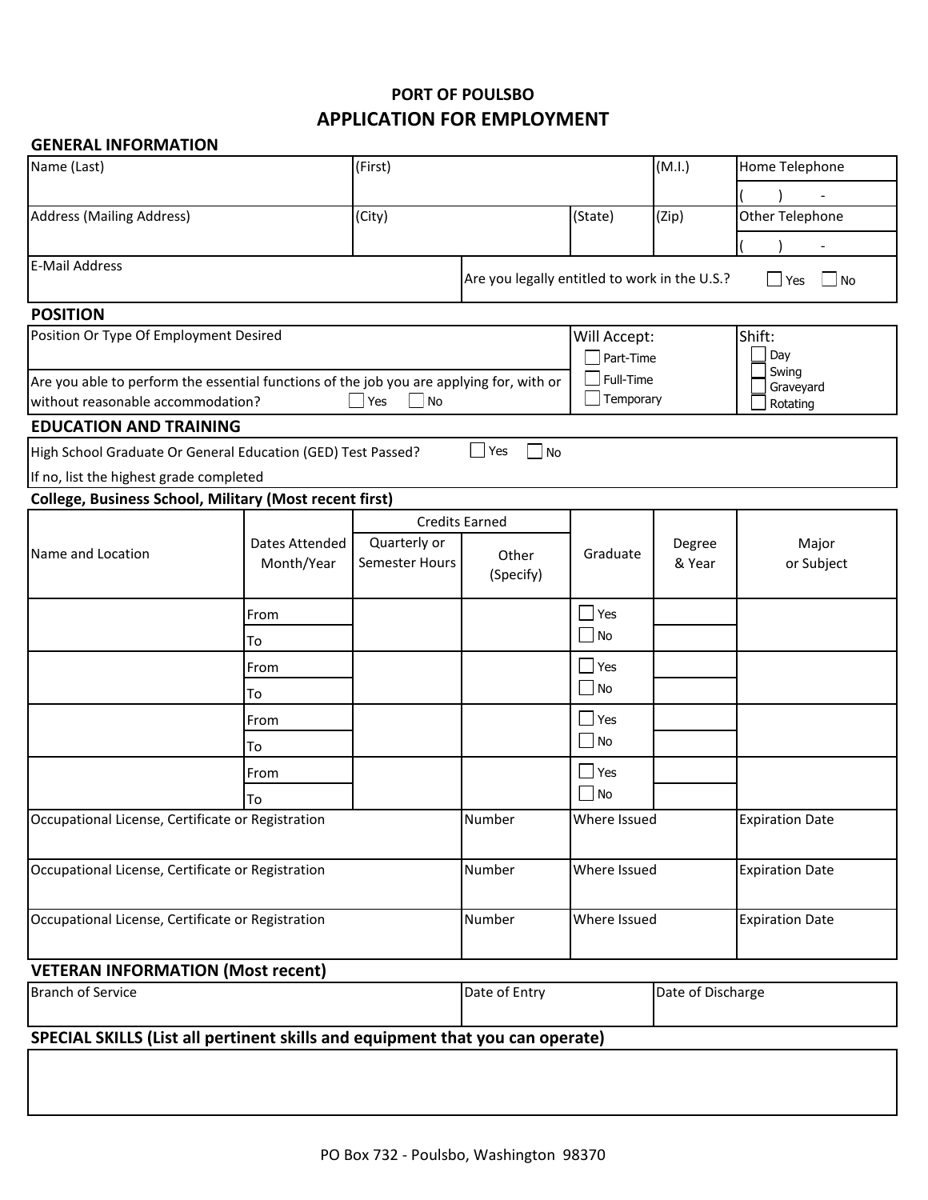# PORT OF POULSBO

## APPLICATION FOR EMPLOYMENT

### GENERAL INFORMATION

| Name (Last) | (First) | (M.I.) | Home Telephone |
|---|---|---|---|
| | | | (    )    - |

| Address (Mailing Address) | (City) | (State) | (Zip) | Other Telephone |
|---|---|---|---|---|
| | | | | (    )    - |

| E-Mail Address | Are you legally entitled to work in the U.S.? ☐ Yes ☐ No |
|---|---|
| | |

### POSITION

| Position Or Type Of Employment Desired | Will Accept: | Shift: |
|---|---|---|
| | ☐ Part-Time | ☐ Day |
| Are you able to perform the essential functions of the job you are applying for, with or without reasonable accommodation? ☐ Yes ☐ No | ☐ Full-Time | ☐ Swing |
| | ☐ Temporary | ☐ Graveyard |
| | | ☐ Rotating |

### EDUCATION AND TRAINING

High School Graduate Or General Education (GED) Test Passed? ☐ Yes ☐ No

If no, list the highest grade completed

**College, Business School, Military (Most recent first)**

| Name and Location | Dates Attended Month/Year | Credits Earned | | Graduate | Degree & Year | Major or Subject |
|---|---|---|---|---|---|---|
| | | Quarterly or Semester Hours | Other (Specify) | | | |
| | From | | | ☐ Yes | | |
| | To | | | ☐ No | | |
| | From | | | ☐ Yes | | |
| | To | | | ☐ No | | |
| | From | | | ☐ Yes | | |
| | To | | | ☐ No | | |
| | From | | | ☐ Yes | | |
| | To | | | ☐ No | | |

| Occupational License, Certificate or Registration | Number | Where Issued | Expiration Date |
|---|---|---|---|
| | | | |

| Occupational License, Certificate or Registration | Number | Where Issued | Expiration Date |
|---|---|---|---|
| | | | |

| Occupational License, Certificate or Registration | Number | Where Issued | Expiration Date |
|---|---|---|---|
| | | | |

### VETERAN INFORMATION (Most recent)

| Branch of Service | Date of Entry | Date of Discharge |
|---|---|---|
| | | |

### SPECIAL SKILLS (List all pertinent skills and equipment that you can operate)

PO Box 732 - Poulsbo, Washington 98370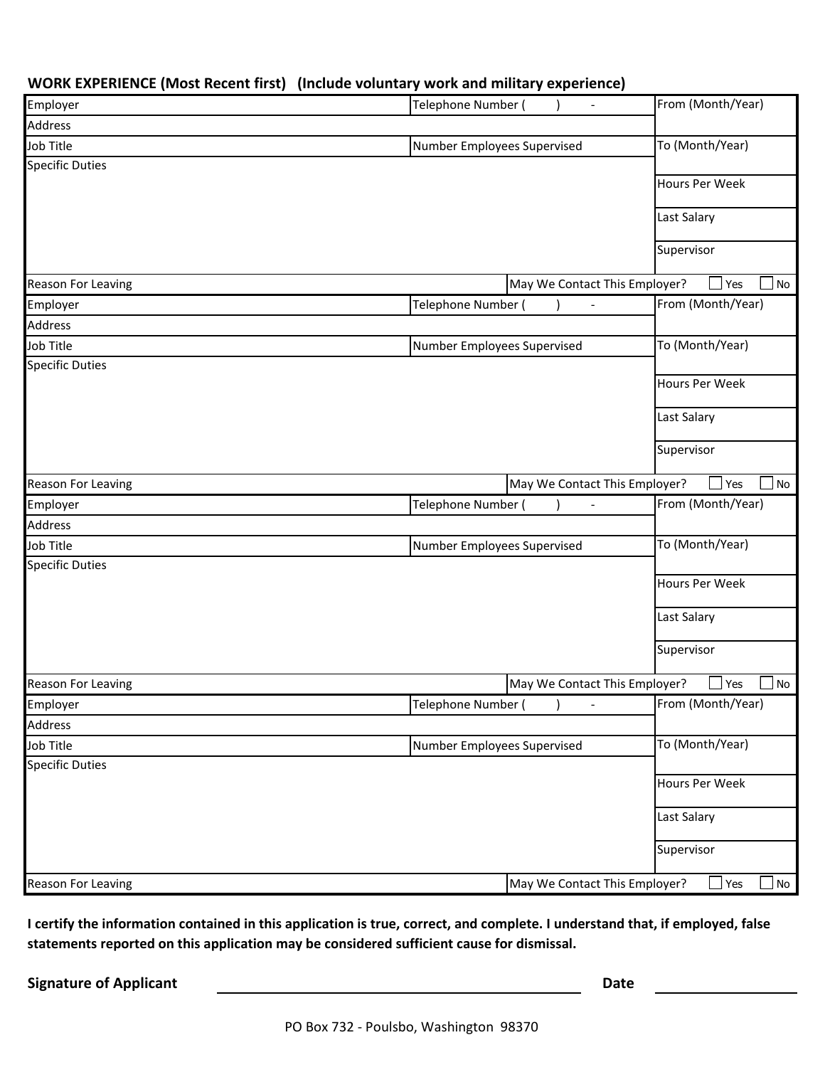### WORK EXPERIENCE (Most Recent first) (Include voluntary work and military experience)

| | | |
|---|---|---|
| Employer | Telephone Number (      )      - | From (Month/Year) |
| Address | | |
| Job Title | Number Employees Supervised | To (Month/Year) |
| Specific Duties | | Hours Per Week |
| | | Last Salary |
| | | Supervisor |
| Reason For Leaving | May We Contact This Employer? ☐ Yes ☐ No | |

| | | |
|---|---|---|
| Employer | Telephone Number (      )      - | From (Month/Year) |
| Address | | |
| Job Title | Number Employees Supervised | To (Month/Year) |
| Specific Duties | | Hours Per Week |
| | | Last Salary |
| | | Supervisor |
| Reason For Leaving | May We Contact This Employer? ☐ Yes ☐ No | |

| | | |
|---|---|---|
| Employer | Telephone Number (      )      - | From (Month/Year) |
| Address | | |
| Job Title | Number Employees Supervised | To (Month/Year) |
| Specific Duties | | Hours Per Week |
| | | Last Salary |
| | | Supervisor |
| Reason For Leaving | May We Contact This Employer? ☐ Yes ☐ No | |

| | | |
|---|---|---|
| Employer | Telephone Number (      )      - | From (Month/Year) |
| Address | | |
| Job Title | Number Employees Supervised | To (Month/Year) |
| Specific Duties | | Hours Per Week |
| | | Last Salary |
| | | Supervisor |
| Reason For Leaving | May We Contact This Employer? ☐ Yes ☐ No | |

**I certify the information contained in this application is true, correct, and complete. I understand that, if employed, false statements reported on this application may be considered sufficient cause for dismissal.**

**Signature of Applicant** ______________________________ **Date** ____________

PO Box 732 - Poulsbo, Washington 98370